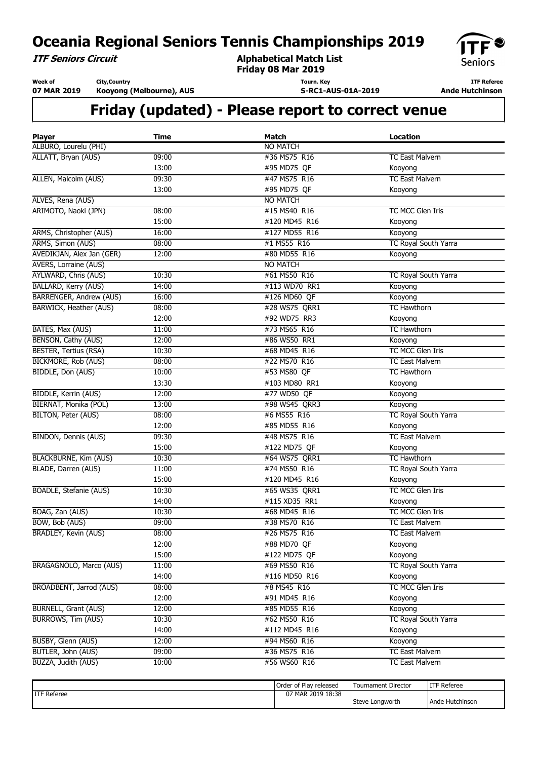# Oceania Regional Seniors Tennis Championships 2019

***ITF Seniors Circuit***

**Alphabetical Match List**
**Friday 08 Mar 2019**

| Week of | City,Country | Tourn. Key | ITF Referee |
|---|---|---|---|
| 07 MAR 2019 | Kooyong (Melbourne), AUS | S-RC1-AUS-01A-2019 | Ande Hutchinson |

## Friday (updated) - Please report to correct venue

| Player | Time | Match | Location |
|---|---|---|---|
| ALBURO, Lourelu (PHI) | | NO MATCH | |
| ALLATT, Bryan (AUS) | 09:00 | #36 MS75 R16 | TC East Malvern |
| | 13:00 | #95 MD75 QF | Kooyong |
| ALLEN, Malcolm (AUS) | 09:30 | #47 MS75 R16 | TC East Malvern |
| | 13:00 | #95 MD75 QF | Kooyong |
| ALVES, Rena (AUS) | | NO MATCH | |
| ARIMOTO, Naoki (JPN) | 08:00 | #15 MS40 R16 | TC MCC Glen Iris |
| | 15:00 | #120 MD45 R16 | Kooyong |
| ARMS, Christopher (AUS) | 16:00 | #127 MD55 R16 | Kooyong |
| ARMS, Simon (AUS) | 08:00 | #1 MS55 R16 | TC Royal South Yarra |
| AVEDIKJAN, Alex Jan (GER) | 12:00 | #80 MD55 R16 | Kooyong |
| AVERS, Lorraine (AUS) | | NO MATCH | |
| AYLWARD, Chris (AUS) | 10:30 | #61 MS50 R16 | TC Royal South Yarra |
| BALLARD, Kerry (AUS) | 14:00 | #113 WD70 RR1 | Kooyong |
| BARRENGER, Andrew (AUS) | 16:00 | #126 MD60 QF | Kooyong |
| BARWICK, Heather (AUS) | 08:00 | #28 WS75 QRR1 | TC Hawthorn |
| | 12:00 | #92 WD75 RR3 | Kooyong |
| BATES, Max (AUS) | 11:00 | #73 MS65 R16 | TC Hawthorn |
| BENSON, Cathy (AUS) | 12:00 | #86 WS50 RR1 | Kooyong |
| BESTER, Tertius (RSA) | 10:30 | #68 MD45 R16 | TC MCC Glen Iris |
| BICKMORE, Rob (AUS) | 08:00 | #22 MS70 R16 | TC East Malvern |
| BIDDLE, Don (AUS) | 10:00 | #53 MS80 QF | TC Hawthorn |
| | 13:30 | #103 MD80 RR1 | Kooyong |
| BIDDLE, Kerrin (AUS) | 12:00 | #77 WD50 QF | Kooyong |
| BIERNAT, Monika (POL) | 13:00 | #98 WS45 QRR3 | Kooyong |
| BILTON, Peter (AUS) | 08:00 | #6 MS55 R16 | TC Royal South Yarra |
| | 12:00 | #85 MD55 R16 | Kooyong |
| BINDON, Dennis (AUS) | 09:30 | #48 MS75 R16 | TC East Malvern |
| | 15:00 | #122 MD75 QF | Kooyong |
| BLACKBURNE, Kim (AUS) | 10:30 | #64 WS75 QRR1 | TC Hawthorn |
| BLADE, Darren (AUS) | 11:00 | #74 MS50 R16 | TC Royal South Yarra |
| | 15:00 | #120 MD45 R16 | Kooyong |
| BOADLE, Stefanie (AUS) | 10:30 | #65 WS35 QRR1 | TC MCC Glen Iris |
| | 14:00 | #115 XD35 RR1 | Kooyong |
| BOAG, Zan (AUS) | 10:30 | #68 MD45 R16 | TC MCC Glen Iris |
| BOW, Bob (AUS) | 09:00 | #38 MS70 R16 | TC East Malvern |
| BRADLEY, Kevin (AUS) | 08:00 | #26 MS75 R16 | TC East Malvern |
| | 12:00 | #88 MD70 QF | Kooyong |
| | 15:00 | #122 MD75 QF | Kooyong |
| BRAGAGNOLO, Marco (AUS) | 11:00 | #69 MS50 R16 | TC Royal South Yarra |
| | 14:00 | #116 MD50 R16 | Kooyong |
| BROADBENT, Jarrod (AUS) | 08:00 | #8 MS45 R16 | TC MCC Glen Iris |
| | 12:00 | #91 MD45 R16 | Kooyong |
| BURNELL, Grant (AUS) | 12:00 | #85 MD55 R16 | Kooyong |
| BURROWS, Tim (AUS) | 10:30 | #62 MS50 R16 | TC Royal South Yarra |
| | 14:00 | #112 MD45 R16 | Kooyong |
| BUSBY, Glenn (AUS) | 12:00 | #94 MS60 R16 | Kooyong |
| BUTLER, John (AUS) | 09:00 | #36 MS75 R16 | TC East Malvern |
| BUZZA, Judith (AUS) | 10:00 | #56 WS60 R16 | TC East Malvern |

| | Order of Play released | Tournament Director | ITF Referee |
|---|---|---|---|
| ITF Referee | 07 MAR 2019 18:38 | Steve Longworth | Ande Hutchinson |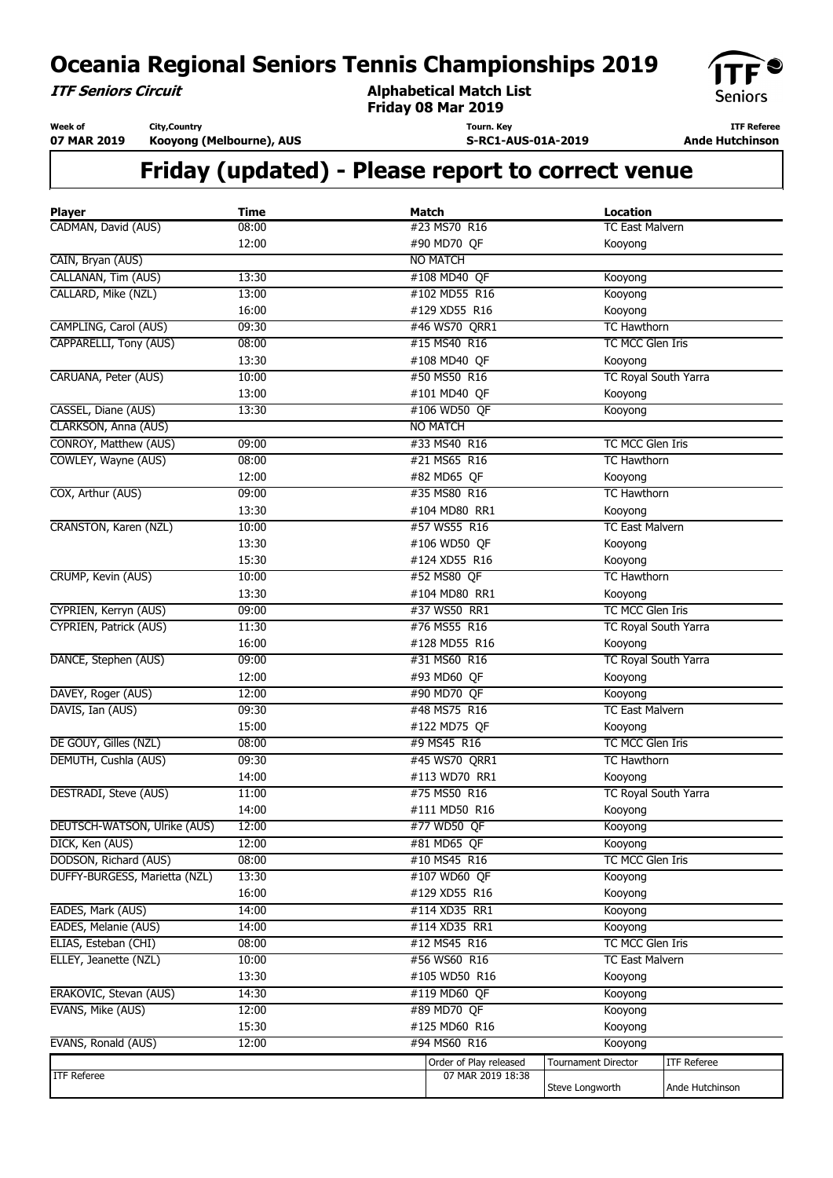# Oceania Regional Seniors Tennis Championships 2019

***ITF Seniors Circuit***

**Alphabetical Match List**
**Friday 08 Mar 2019**

| Week of | City,Country | Tourn. Key | ITF Referee |
|---|---|---|---|
| **07 MAR 2019** | **Kooyong (Melbourne), AUS** | **S-RC1-AUS-01A-2019** | **Ande Hutchinson** |

## Friday (updated) - Please report to correct venue

| Player | Time | Match | Location |
|---|---|---|---|
| CADMAN, David (AUS) | 08:00 | #23 MS70 R16 | TC East Malvern |
| | 12:00 | #90 MD70 QF | Kooyong |
| CAIN, Bryan (AUS) | | NO MATCH | |
| CALLANAN, Tim (AUS) | 13:30 | #108 MD40 QF | Kooyong |
| CALLARD, Mike (NZL) | 13:00 | #102 MD55 R16 | Kooyong |
| | 16:00 | #129 XD55 R16 | Kooyong |
| CAMPLING, Carol (AUS) | 09:30 | #46 WS70 QRR1 | TC Hawthorn |
| CAPPARELLI, Tony (AUS) | 08:00 | #15 MS40 R16 | TC MCC Glen Iris |
| | 13:30 | #108 MD40 QF | Kooyong |
| CARUANA, Peter (AUS) | 10:00 | #50 MS50 R16 | TC Royal South Yarra |
| | 13:00 | #101 MD40 QF | Kooyong |
| CASSEL, Diane (AUS) | 13:30 | #106 WD50 QF | Kooyong |
| CLARKSON, Anna (AUS) | | NO MATCH | |
| CONROY, Matthew (AUS) | 09:00 | #33 MS40 R16 | TC MCC Glen Iris |
| COWLEY, Wayne (AUS) | 08:00 | #21 MS65 R16 | TC Hawthorn |
| | 12:00 | #82 MD65 QF | Kooyong |
| COX, Arthur (AUS) | 09:00 | #35 MS80 R16 | TC Hawthorn |
| | 13:30 | #104 MD80 RR1 | Kooyong |
| CRANSTON, Karen (NZL) | 10:00 | #57 WS55 R16 | TC East Malvern |
| | 13:30 | #106 WD50 QF | Kooyong |
| | 15:30 | #124 XD55 R16 | Kooyong |
| CRUMP, Kevin (AUS) | 10:00 | #52 MS80 QF | TC Hawthorn |
| | 13:30 | #104 MD80 RR1 | Kooyong |
| CYPRIEN, Kerryn (AUS) | 09:00 | #37 WS50 RR1 | TC MCC Glen Iris |
| CYPRIEN, Patrick (AUS) | 11:30 | #76 MS55 R16 | TC Royal South Yarra |
| | 16:00 | #128 MD55 R16 | Kooyong |
| DANCE, Stephen (AUS) | 09:00 | #31 MS60 R16 | TC Royal South Yarra |
| | 12:00 | #93 MD60 QF | Kooyong |
| DAVEY, Roger (AUS) | 12:00 | #90 MD70 QF | Kooyong |
| DAVIS, Ian (AUS) | 09:30 | #48 MS75 R16 | TC East Malvern |
| | 15:00 | #122 MD75 QF | Kooyong |
| DE GOUY, Gilles (NZL) | 08:00 | #9 MS45 R16 | TC MCC Glen Iris |
| DEMUTH, Cushla (AUS) | 09:30 | #45 WS70 QRR1 | TC Hawthorn |
| | 14:00 | #113 WD70 RR1 | Kooyong |
| DESTRADI, Steve (AUS) | 11:00 | #75 MS50 R16 | TC Royal South Yarra |
| | 14:00 | #111 MD50 R16 | Kooyong |
| DEUTSCH-WATSON, Ulrike (AUS) | 12:00 | #77 WD50 QF | Kooyong |
| DICK, Ken (AUS) | 12:00 | #81 MD65 QF | Kooyong |
| DODSON, Richard (AUS) | 08:00 | #10 MS45 R16 | TC MCC Glen Iris |
| DUFFY-BURGESS, Marietta (NZL) | 13:30 | #107 WD60 QF | Kooyong |
| | 16:00 | #129 XD55 R16 | Kooyong |
| EADES, Mark (AUS) | 14:00 | #114 XD35 RR1 | Kooyong |
| EADES, Melanie (AUS) | 14:00 | #114 XD35 RR1 | Kooyong |
| ELIAS, Esteban (CHI) | 08:00 | #12 MS45 R16 | TC MCC Glen Iris |
| ELLEY, Jeanette (NZL) | 10:00 | #56 WS60 R16 | TC East Malvern |
| | 13:30 | #105 WD50 R16 | Kooyong |
| ERAKOVIC, Stevan (AUS) | 14:30 | #119 MD60 QF | Kooyong |
| EVANS, Mike (AUS) | 12:00 | #89 MD70 QF | Kooyong |
| | 15:30 | #125 MD60 R16 | Kooyong |
| EVANS, Ronald (AUS) | 12:00 | #94 MS60 R16 | Kooyong |

| ITF Referee | Order of Play released | Tournament Director | ITF Referee |
|---|---|---|---|
| | 07 MAR 2019 18:38 | Steve Longworth | Ande Hutchinson |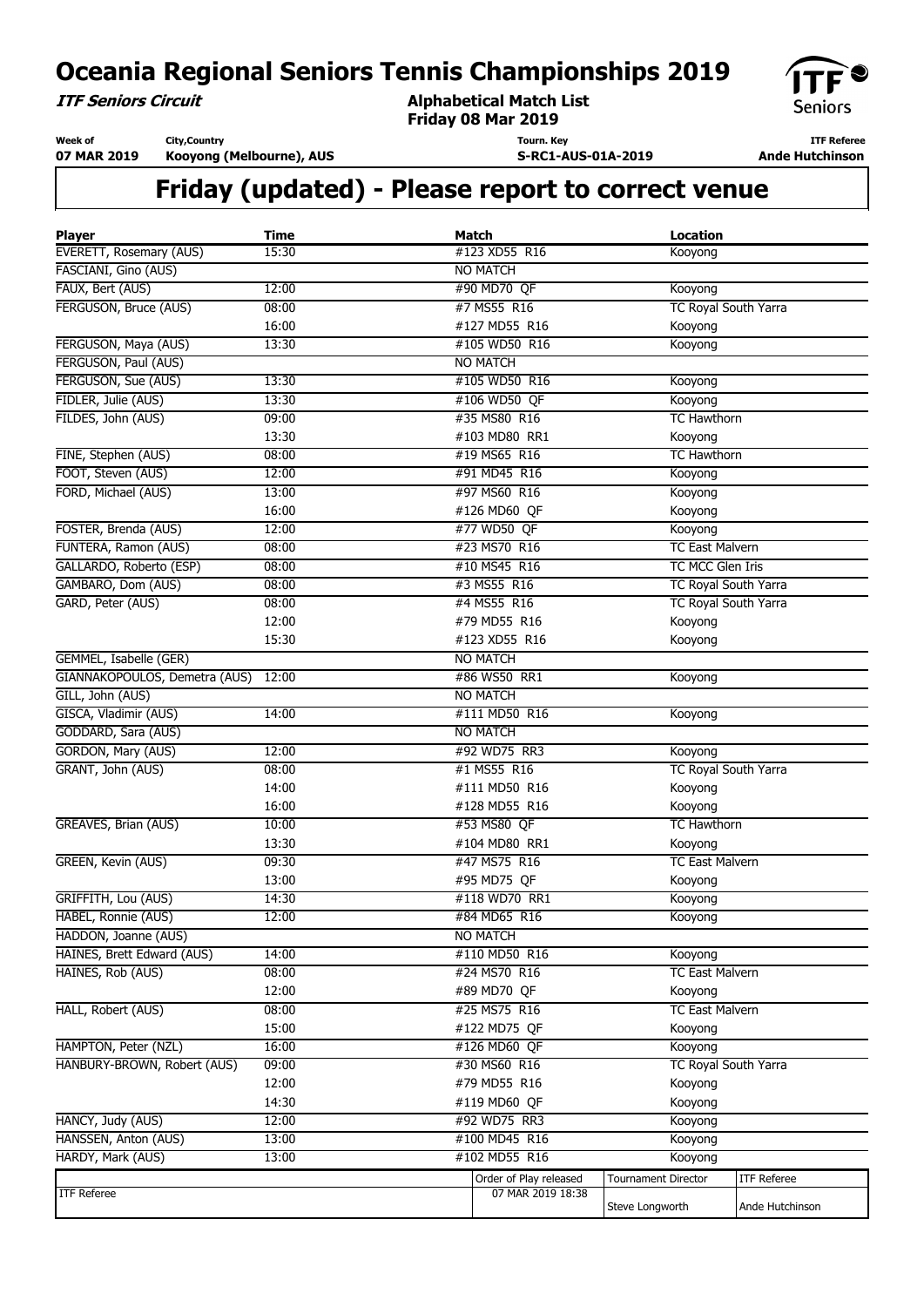# Oceania Regional Seniors Tennis Championships 2019

***ITF Seniors Circuit***

**Alphabetical Match List**
**Friday 08 Mar 2019**

| Week of | City,Country | Tourn. Key | ITF Referee |
| --- | --- | --- | --- |
| 07 MAR 2019 | Kooyong (Melbourne), AUS | S-RC1-AUS-01A-2019 | Ande Hutchinson |

## Friday (updated) - Please report to correct venue

| Player | Time | Match | Location |
| --- | --- | --- | --- |
| EVERETT, Rosemary (AUS) | 15:30 | #123 XD55 R16 | Kooyong |
| FASCIANI, Gino (AUS) | | NO MATCH | |
| FAUX, Bert (AUS) | 12:00 | #90 MD70 QF | Kooyong |
| FERGUSON, Bruce (AUS) | 08:00 | #7 MS55 R16 | TC Royal South Yarra |
| | 16:00 | #127 MD55 R16 | Kooyong |
| FERGUSON, Maya (AUS) | 13:30 | #105 WD50 R16 | Kooyong |
| FERGUSON, Paul (AUS) | | NO MATCH | |
| FERGUSON, Sue (AUS) | 13:30 | #105 WD50 R16 | Kooyong |
| FIDLER, Julie (AUS) | 13:30 | #106 WD50 QF | Kooyong |
| FILDES, John (AUS) | 09:00 | #35 MS80 R16 | TC Hawthorn |
| | 13:30 | #103 MD80 RR1 | Kooyong |
| FINE, Stephen (AUS) | 08:00 | #19 MS65 R16 | TC Hawthorn |
| FOOT, Steven (AUS) | 12:00 | #91 MD45 R16 | Kooyong |
| FORD, Michael (AUS) | 13:00 | #97 MS60 R16 | Kooyong |
| | 16:00 | #126 MD60 QF | Kooyong |
| FOSTER, Brenda (AUS) | 12:00 | #77 WD50 QF | Kooyong |
| FUNTERA, Ramon (AUS) | 08:00 | #23 MS70 R16 | TC East Malvern |
| GALLARDO, Roberto (ESP) | 08:00 | #10 MS45 R16 | TC MCC Glen Iris |
| GAMBARO, Dom (AUS) | 08:00 | #3 MS55 R16 | TC Royal South Yarra |
| GARD, Peter (AUS) | 08:00 | #4 MS55 R16 | TC Royal South Yarra |
| | 12:00 | #79 MD55 R16 | Kooyong |
| | 15:30 | #123 XD55 R16 | Kooyong |
| GEMMEL, Isabelle (GER) | | NO MATCH | |
| GIANNAKOPOULOS, Demetra (AUS) | 12:00 | #86 WS50 RR1 | Kooyong |
| GILL, John (AUS) | | NO MATCH | |
| GISCA, Vladimir (AUS) | 14:00 | #111 MD50 R16 | Kooyong |
| GODDARD, Sara (AUS) | | NO MATCH | |
| GORDON, Mary (AUS) | 12:00 | #92 WD75 RR3 | Kooyong |
| GRANT, John (AUS) | 08:00 | #1 MS55 R16 | TC Royal South Yarra |
| | 14:00 | #111 MD50 R16 | Kooyong |
| | 16:00 | #128 MD55 R16 | Kooyong |
| GREAVES, Brian (AUS) | 10:00 | #53 MS80 QF | TC Hawthorn |
| | 13:30 | #104 MD80 RR1 | Kooyong |
| GREEN, Kevin (AUS) | 09:30 | #47 MS75 R16 | TC East Malvern |
| | 13:00 | #95 MD75 QF | Kooyong |
| GRIFFITH, Lou (AUS) | 14:30 | #118 WD70 RR1 | Kooyong |
| HABEL, Ronnie (AUS) | 12:00 | #84 MD65 R16 | Kooyong |
| HADDON, Joanne (AUS) | | NO MATCH | |
| HAINES, Brett Edward (AUS) | 14:00 | #110 MD50 R16 | Kooyong |
| HAINES, Rob (AUS) | 08:00 | #24 MS70 R16 | TC East Malvern |
| | 12:00 | #89 MD70 QF | Kooyong |
| HALL, Robert (AUS) | 08:00 | #25 MS75 R16 | TC East Malvern |
| | 15:00 | #122 MD75 QF | Kooyong |
| HAMPTON, Peter (NZL) | 16:00 | #126 MD60 QF | Kooyong |
| HANBURY-BROWN, Robert (AUS) | 09:00 | #30 MS60 R16 | TC Royal South Yarra |
| | 12:00 | #79 MD55 R16 | Kooyong |
| | 14:30 | #119 MD60 QF | Kooyong |
| HANCY, Judy (AUS) | 12:00 | #92 WD75 RR3 | Kooyong |
| HANSSEN, Anton (AUS) | 13:00 | #100 MD45 R16 | Kooyong |
| HARDY, Mark (AUS) | 13:00 | #102 MD55 R16 | Kooyong |

| ITF Referee | Order of Play released | Tournament Director | ITF Referee |
| --- | --- | --- | --- |
| | 07 MAR 2019 18:38 | Steve Longworth | Ande Hutchinson |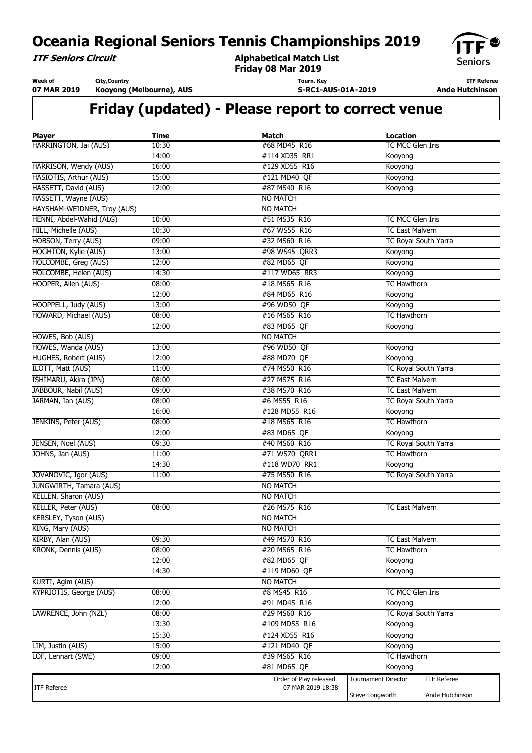# Oceania Regional Seniors Tennis Championships 2019

***ITF Seniors Circuit***

**Alphabetical Match List**
**Friday 08 Mar 2019**

| Week of | City,Country | Tourn. Key | ITF Referee |
|---|---|---|---|
| 07 MAR 2019 | Kooyong (Melbourne), AUS | S-RC1-AUS-01A-2019 | Ande Hutchinson |

## Friday (updated) - Please report to correct venue

| Player | Time | Match | Location |
|---|---|---|---|
| HARRINGTON, Jai (AUS) | 10:30 | #68 MD45 R16 | TC MCC Glen Iris |
| | 14:00 | #114 XD35 RR1 | Kooyong |
| HARRISON, Wendy (AUS) | 16:00 | #129 XD55 R16 | Kooyong |
| HASIOTIS, Arthur (AUS) | 15:00 | #121 MD40 QF | Kooyong |
| HASSETT, David (AUS) | 12:00 | #87 MS40 R16 | Kooyong |
| HASSETT, Wayne (AUS) | | NO MATCH | |
| HAYSHAM-WEIDNER, Troy (AUS) | | NO MATCH | |
| HENNI, Abdel-Wahid (ALG) | 10:00 | #51 MS35 R16 | TC MCC Glen Iris |
| HILL, Michelle (AUS) | 10:30 | #67 WS55 R16 | TC East Malvern |
| HOBSON, Terry (AUS) | 09:00 | #32 MS60 R16 | TC Royal South Yarra |
| HOGHTON, Kylie (AUS) | 13:00 | #98 WS45 QRR3 | Kooyong |
| HOLCOMBE, Greg (AUS) | 12:00 | #82 MD65 QF | Kooyong |
| HOLCOMBE, Helen (AUS) | 14:30 | #117 WD65 RR3 | Kooyong |
| HOOPER, Allen (AUS) | 08:00 | #18 MS65 R16 | TC Hawthorn |
| | 12:00 | #84 MD65 R16 | Kooyong |
| HOOPPELL, Judy (AUS) | 13:00 | #96 WD50 QF | Kooyong |
| HOWARD, Michael (AUS) | 08:00 | #16 MS65 R16 | TC Hawthorn |
| | 12:00 | #83 MD65 QF | Kooyong |
| HOWES, Bob (AUS) | | NO MATCH | |
| HOWES, Wanda (AUS) | 13:00 | #96 WD50 QF | Kooyong |
| HUGHES, Robert (AUS) | 12:00 | #88 MD70 QF | Kooyong |
| ILOTT, Matt (AUS) | 11:00 | #74 MS50 R16 | TC Royal South Yarra |
| ISHIMARU, Akira (JPN) | 08:00 | #27 MS75 R16 | TC East Malvern |
| JABBOUR, Nabil (AUS) | 09:00 | #38 MS70 R16 | TC East Malvern |
| JARMAN, Ian (AUS) | 08:00 | #6 MS55 R16 | TC Royal South Yarra |
| | 16:00 | #128 MD55 R16 | Kooyong |
| JENKINS, Peter (AUS) | 08:00 | #18 MS65 R16 | TC Hawthorn |
| | 12:00 | #83 MD65 QF | Kooyong |
| JENSEN, Noel (AUS) | 09:30 | #40 MS60 R16 | TC Royal South Yarra |
| JOHNS, Jan (AUS) | 11:00 | #71 WS70 QRR1 | TC Hawthorn |
| | 14:30 | #118 WD70 RR1 | Kooyong |
| JOVANOVIC, Igor (AUS) | 11:00 | #75 MS50 R16 | TC Royal South Yarra |
| JUNGWIRTH, Tamara (AUS) | | NO MATCH | |
| KELLEN, Sharon (AUS) | | NO MATCH | |
| KELLER, Peter (AUS) | 08:00 | #26 MS75 R16 | TC East Malvern |
| KERSLEY, Tyson (AUS) | | NO MATCH | |
| KING, Mary (AUS) | | NO MATCH | |
| KIRBY, Alan (AUS) | 09:30 | #49 MS70 R16 | TC East Malvern |
| KRONK, Dennis (AUS) | 08:00 | #20 MS65 R16 | TC Hawthorn |
| | 12:00 | #82 MD65 QF | Kooyong |
| | 14:30 | #119 MD60 QF | Kooyong |
| KURTI, Agim (AUS) | | NO MATCH | |
| KYPRIOTIS, George (AUS) | 08:00 | #8 MS45 R16 | TC MCC Glen Iris |
| | 12:00 | #91 MD45 R16 | Kooyong |
| LAWRENCE, John (NZL) | 08:00 | #29 MS60 R16 | TC Royal South Yarra |
| | 13:30 | #109 MD55 R16 | Kooyong |
| | 15:30 | #124 XD55 R16 | Kooyong |
| LIM, Justin (AUS) | 15:00 | #121 MD40 QF | Kooyong |
| LOF, Lennart (SWE) | 09:00 | #39 MS65 R16 | TC Hawthorn |
| | 12:00 | #81 MD65 QF | Kooyong |

| ITF Referee | Order of Play released | Tournament Director | ITF Referee |
|---|---|---|---|
| | 07 MAR 2019 18:38 | Steve Longworth | Ande Hutchinson |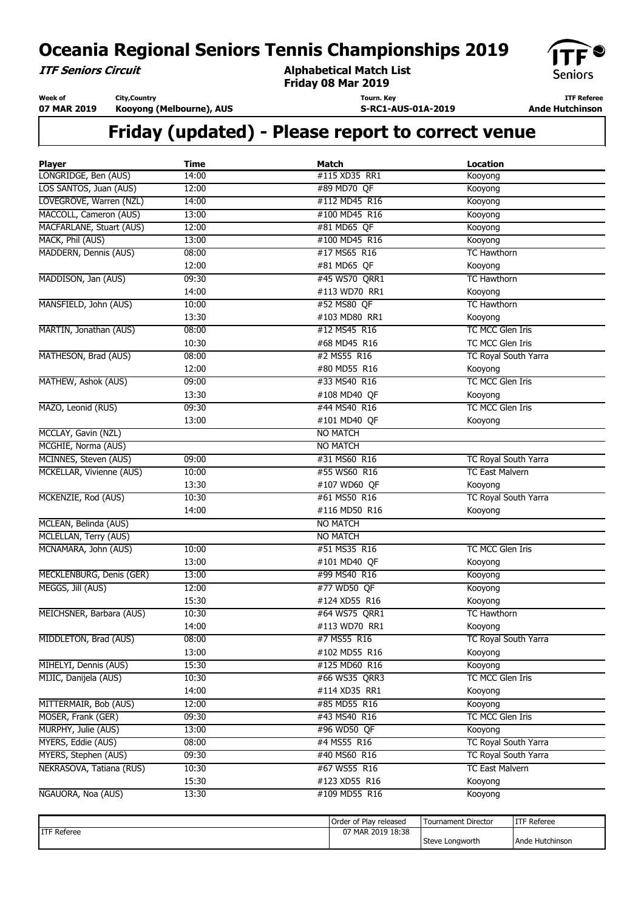# Oceania Regional Seniors Tennis Championships 2019

***ITF Seniors Circuit***

**Alphabetical Match List**
**Friday 08 Mar 2019**

| Week of | City,Country | Tourn. Key | ITF Referee |
|---|---|---|---|
| **07 MAR 2019** | **Kooyong (Melbourne), AUS** | **S-RC1-AUS-01A-2019** | **Ande Hutchinson** |

## Friday (updated) - Please report to correct venue

| Player | Time | Match | Location |
|---|---|---|---|
| LONGRIDGE, Ben (AUS) | 14:00 | #115 XD35 RR1 | Kooyong |
| LOS SANTOS, Juan (AUS) | 12:00 | #89 MD70 QF | Kooyong |
| LOVEGROVE, Warren (NZL) | 14:00 | #112 MD45 R16 | Kooyong |
| MACCOLL, Cameron (AUS) | 13:00 | #100 MD45 R16 | Kooyong |
| MACFARLANE, Stuart (AUS) | 12:00 | #81 MD65 QF | Kooyong |
| MACK, Phil (AUS) | 13:00 | #100 MD45 R16 | Kooyong |
| MADDERN, Dennis (AUS) | 08:00 | #17 MS65 R16 | TC Hawthorn |
| | 12:00 | #81 MD65 QF | Kooyong |
| MADDISON, Jan (AUS) | 09:30 | #45 WS70 QRR1 | TC Hawthorn |
| | 14:00 | #113 WD70 RR1 | Kooyong |
| MANSFIELD, John (AUS) | 10:00 | #52 MS80 QF | TC Hawthorn |
| | 13:30 | #103 MD80 RR1 | Kooyong |
| MARTIN, Jonathan (AUS) | 08:00 | #12 MS45 R16 | TC MCC Glen Iris |
| | 10:30 | #68 MD45 R16 | TC MCC Glen Iris |
| MATHESON, Brad (AUS) | 08:00 | #2 MS55 R16 | TC Royal South Yarra |
| | 12:00 | #80 MD55 R16 | Kooyong |
| MATHEW, Ashok (AUS) | 09:00 | #33 MS40 R16 | TC MCC Glen Iris |
| | 13:30 | #108 MD40 QF | Kooyong |
| MAZO, Leonid (RUS) | 09:30 | #44 MS40 R16 | TC MCC Glen Iris |
| | 13:00 | #101 MD40 QF | Kooyong |
| MCCLAY, Gavin (NZL) | | NO MATCH | |
| MCGHIE, Norma (AUS) | | NO MATCH | |
| MCINNES, Steven (AUS) | 09:00 | #31 MS60 R16 | TC Royal South Yarra |
| MCKELLAR, Vivienne (AUS) | 10:00 | #55 WS60 R16 | TC East Malvern |
| | 13:30 | #107 WD60 QF | Kooyong |
| MCKENZIE, Rod (AUS) | 10:30 | #61 MS50 R16 | TC Royal South Yarra |
| | 14:00 | #116 MD50 R16 | Kooyong |
| MCLEAN, Belinda (AUS) | | NO MATCH | |
| MCLELLAN, Terry (AUS) | | NO MATCH | |
| MCNAMARA, John (AUS) | 10:00 | #51 MS35 R16 | TC MCC Glen Iris |
| | 13:00 | #101 MD40 QF | Kooyong |
| MECKLENBURG, Denis (GER) | 13:00 | #99 MS40 R16 | Kooyong |
| MEGGS, Jill (AUS) | 12:00 | #77 WD50 QF | Kooyong |
| | 15:30 | #124 XD55 R16 | Kooyong |
| MEICHSNER, Barbara (AUS) | 10:30 | #64 WS75 QRR1 | TC Hawthorn |
| | 14:00 | #113 WD70 RR1 | Kooyong |
| MIDDLETON, Brad (AUS) | 08:00 | #7 MS55 R16 | TC Royal South Yarra |
| | 13:00 | #102 MD55 R16 | Kooyong |
| MIHELYI, Dennis (AUS) | 15:30 | #125 MD60 R16 | Kooyong |
| MIJIC, Danijela (AUS) | 10:30 | #66 WS35 QRR3 | TC MCC Glen Iris |
| | 14:00 | #114 XD35 RR1 | Kooyong |
| MITTERMAIR, Bob (AUS) | 12:00 | #85 MD55 R16 | Kooyong |
| MOSER, Frank (GER) | 09:30 | #43 MS40 R16 | TC MCC Glen Iris |
| MURPHY, Julie (AUS) | 13:00 | #96 WD50 QF | Kooyong |
| MYERS, Eddie (AUS) | 08:00 | #4 MS55 R16 | TC Royal South Yarra |
| MYERS, Stephen (AUS) | 09:30 | #40 MS60 R16 | TC Royal South Yarra |
| NEKRASOVA, Tatiana (RUS) | 10:30 | #67 WS55 R16 | TC East Malvern |
| | 15:30 | #123 XD55 R16 | Kooyong |
| NGAUORA, Noa (AUS) | 13:30 | #109 MD55 R16 | Kooyong |

| | Order of Play released | Tournament Director | ITF Referee |
|---|---|---|---|
| ITF Referee | 07 MAR 2019 18:38 | Steve Longworth | Ande Hutchinson |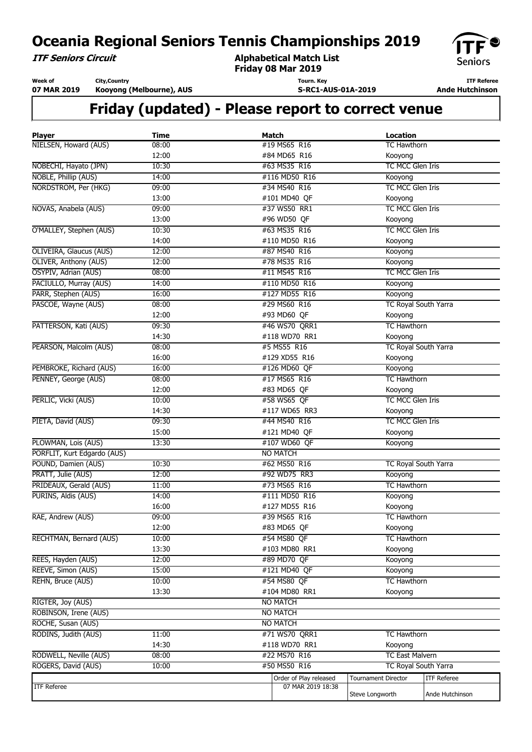# Oceania Regional Seniors Tennis Championships 2019

***ITF Seniors Circuit***

**Alphabetical Match List**
**Friday 08 Mar 2019**

| Week of | City,Country | Tourn. Key | ITF Referee |
|---|---|---|---|
| **07 MAR 2019** | **Kooyong (Melbourne), AUS** | **S-RC1-AUS-01A-2019** | **Ande Hutchinson** |

## Friday (updated) - Please report to correct venue

| Player | Time | Match | Location |
|---|---|---|---|
| NIELSEN, Howard (AUS) | 08:00 | #19 MS65 R16 | TC Hawthorn |
| | 12:00 | #84 MD65 R16 | Kooyong |
| NOBECHI, Hayato (JPN) | 10:30 | #63 MS35 R16 | TC MCC Glen Iris |
| NOBLE, Phillip (AUS) | 14:00 | #116 MD50 R16 | Kooyong |
| NORDSTROM, Per (HKG) | 09:00 | #34 MS40 R16 | TC MCC Glen Iris |
| | 13:00 | #101 MD40 QF | Kooyong |
| NOVAS, Anabela (AUS) | 09:00 | #37 WS50 RR1 | TC MCC Glen Iris |
| | 13:00 | #96 WD50 QF | Kooyong |
| O'MALLEY, Stephen (AUS) | 10:30 | #63 MS35 R16 | TC MCC Glen Iris |
| | 14:00 | #110 MD50 R16 | Kooyong |
| OLIVEIRA, Glaucus (AUS) | 12:00 | #87 MS40 R16 | Kooyong |
| OLIVER, Anthony (AUS) | 12:00 | #78 MS35 R16 | Kooyong |
| OSYPIV, Adrian (AUS) | 08:00 | #11 MS45 R16 | TC MCC Glen Iris |
| PACIULLO, Murray (AUS) | 14:00 | #110 MD50 R16 | Kooyong |
| PARR, Stephen (AUS) | 16:00 | #127 MD55 R16 | Kooyong |
| PASCOE, Wayne (AUS) | 08:00 | #29 MS60 R16 | TC Royal South Yarra |
| | 12:00 | #93 MD60 QF | Kooyong |
| PATTERSON, Kati (AUS) | 09:30 | #46 WS70 QRR1 | TC Hawthorn |
| | 14:30 | #118 WD70 RR1 | Kooyong |
| PEARSON, Malcolm (AUS) | 08:00 | #5 MS55 R16 | TC Royal South Yarra |
| | 16:00 | #129 XD55 R16 | Kooyong |
| PEMBROKE, Richard (AUS) | 16:00 | #126 MD60 QF | Kooyong |
| PENNEY, George (AUS) | 08:00 | #17 MS65 R16 | TC Hawthorn |
| | 12:00 | #83 MD65 QF | Kooyong |
| PERLIC, Vicki (AUS) | 10:00 | #58 WS65 QF | TC MCC Glen Iris |
| | 14:30 | #117 WD65 RR3 | Kooyong |
| PIETA, David (AUS) | 09:30 | #44 MS40 R16 | TC MCC Glen Iris |
| | 15:00 | #121 MD40 QF | Kooyong |
| PLOWMAN, Lois (AUS) | 13:30 | #107 WD60 QF | Kooyong |
| PORFLIT, Kurt Edgardo (AUS) | | NO MATCH | |
| POUND, Damien (AUS) | 10:30 | #62 MS50 R16 | TC Royal South Yarra |
| PRATT, Julie (AUS) | 12:00 | #92 WD75 RR3 | Kooyong |
| PRIDEAUX, Gerald (AUS) | 11:00 | #73 MS65 R16 | TC Hawthorn |
| PURINS, Aldis (AUS) | 14:00 | #111 MD50 R16 | Kooyong |
| | 16:00 | #127 MD55 R16 | Kooyong |
| RAE, Andrew (AUS) | 09:00 | #39 MS65 R16 | TC Hawthorn |
| | 12:00 | #83 MD65 QF | Kooyong |
| RECHTMAN, Bernard (AUS) | 10:00 | #54 MS80 QF | TC Hawthorn |
| | 13:30 | #103 MD80 RR1 | Kooyong |
| REES, Hayden (AUS) | 12:00 | #89 MD70 QF | Kooyong |
| REEVE, Simon (AUS) | 15:00 | #121 MD40 QF | Kooyong |
| REHN, Bruce (AUS) | 10:00 | #54 MS80 QF | TC Hawthorn |
| | 13:30 | #104 MD80 RR1 | Kooyong |
| RIGTER, Joy (AUS) | | NO MATCH | |
| ROBINSON, Irene (AUS) | | NO MATCH | |
| ROCHE, Susan (AUS) | | NO MATCH | |
| RODINS, Judith (AUS) | 11:00 | #71 WS70 QRR1 | TC Hawthorn |
| | 14:30 | #118 WD70 RR1 | Kooyong |
| RODWELL, Neville (AUS) | 08:00 | #22 MS70 R16 | TC East Malvern |
| ROGERS, David (AUS) | 10:00 | #50 MS50 R16 | TC Royal South Yarra |

| ITF Referee | Order of Play released | Tournament Director | ITF Referee |
|---|---|---|---|
| | 07 MAR 2019 18:38 | Steve Longworth | Ande Hutchinson |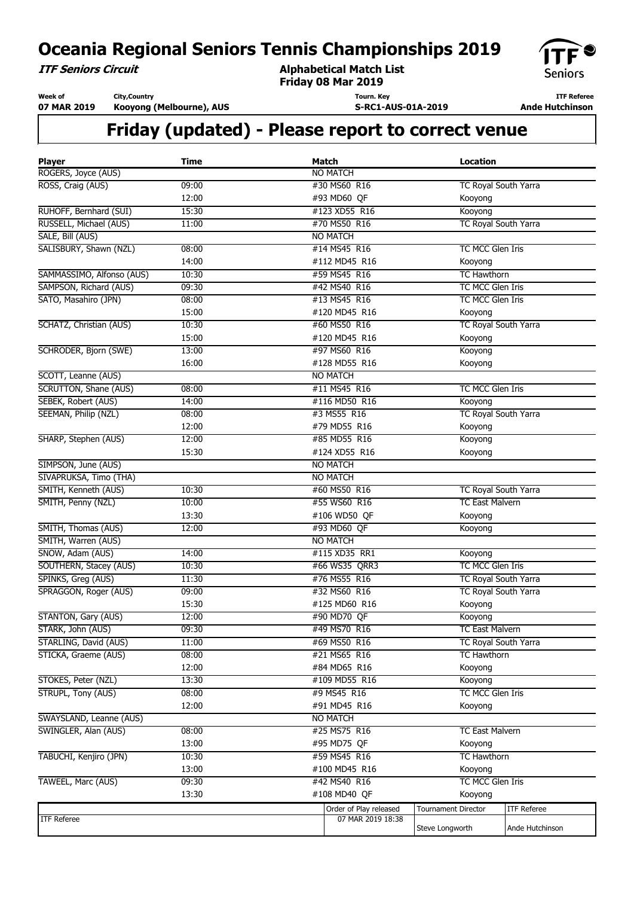# Oceania Regional Seniors Tennis Championships 2019

**ITF Seniors Circuit** | **Alphabetical Match List** | **Friday 08 Mar 2019**

| Week of | City,Country | Tourn. Key | ITF Referee |
|---|---|---|---|
| 07 MAR 2019 | Kooyong (Melbourne), AUS | S-RC1-AUS-01A-2019 | Ande Hutchinson |

## Friday (updated) - Please report to correct venue

| Player | Time | Match | Location |
|---|---|---|---|
| ROGERS, Joyce (AUS) | | NO MATCH | |
| ROSS, Craig (AUS) | 09:00 | #30 MS60 R16 | TC Royal South Yarra |
| | 12:00 | #93 MD60 QF | Kooyong |
| RUHOFF, Bernhard (SUI) | 15:30 | #123 XD55 R16 | Kooyong |
| RUSSELL, Michael (AUS) | 11:00 | #70 MS50 R16 | TC Royal South Yarra |
| SALE, Bill (AUS) | | NO MATCH | |
| SALISBURY, Shawn (NZL) | 08:00 | #14 MS45 R16 | TC MCC Glen Iris |
| | 14:00 | #112 MD45 R16 | Kooyong |
| SAMMASSIMO, Alfonso (AUS) | 10:30 | #59 MS45 R16 | TC Hawthorn |
| SAMPSON, Richard (AUS) | 09:30 | #42 MS40 R16 | TC MCC Glen Iris |
| SATO, Masahiro (JPN) | 08:00 | #13 MS45 R16 | TC MCC Glen Iris |
| | 15:00 | #120 MD45 R16 | Kooyong |
| SCHATZ, Christian (AUS) | 10:30 | #60 MS50 R16 | TC Royal South Yarra |
| | 15:00 | #120 MD45 R16 | Kooyong |
| SCHRODER, Bjorn (SWE) | 13:00 | #97 MS60 R16 | Kooyong |
| | 16:00 | #128 MD55 R16 | Kooyong |
| SCOTT, Leanne (AUS) | | NO MATCH | |
| SCRUTTON, Shane (AUS) | 08:00 | #11 MS45 R16 | TC MCC Glen Iris |
| SEBEK, Robert (AUS) | 14:00 | #116 MD50 R16 | Kooyong |
| SEEMAN, Philip (NZL) | 08:00 | #3 MS55 R16 | TC Royal South Yarra |
| | 12:00 | #79 MD55 R16 | Kooyong |
| SHARP, Stephen (AUS) | 12:00 | #85 MD55 R16 | Kooyong |
| | 15:30 | #124 XD55 R16 | Kooyong |
| SIMPSON, June (AUS) | | NO MATCH | |
| SIVAPRUKSA, Timo (THA) | | NO MATCH | |
| SMITH, Kenneth (AUS) | 10:30 | #60 MS50 R16 | TC Royal South Yarra |
| SMITH, Penny (NZL) | 10:00 | #55 WS60 R16 | TC East Malvern |
| | 13:30 | #106 WD50 QF | Kooyong |
| SMITH, Thomas (AUS) | 12:00 | #93 MD60 QF | Kooyong |
| SMITH, Warren (AUS) | | NO MATCH | |
| SNOW, Adam (AUS) | 14:00 | #115 XD35 RR1 | Kooyong |
| SOUTHERN, Stacey (AUS) | 10:30 | #66 WS35 QRR3 | TC MCC Glen Iris |
| SPINKS, Greg (AUS) | 11:30 | #76 MS55 R16 | TC Royal South Yarra |
| SPRAGGON, Roger (AUS) | 09:00 | #32 MS60 R16 | TC Royal South Yarra |
| | 15:30 | #125 MD60 R16 | Kooyong |
| STANTON, Gary (AUS) | 12:00 | #90 MD70 QF | Kooyong |
| STARK, John (AUS) | 09:30 | #49 MS70 R16 | TC East Malvern |
| STARLING, David (AUS) | 11:00 | #69 MS50 R16 | TC Royal South Yarra |
| STICKA, Graeme (AUS) | 08:00 | #21 MS65 R16 | TC Hawthorn |
| | 12:00 | #84 MD65 R16 | Kooyong |
| STOKES, Peter (NZL) | 13:30 | #109 MD55 R16 | Kooyong |
| STRUPL, Tony (AUS) | 08:00 | #9 MS45 R16 | TC MCC Glen Iris |
| | 12:00 | #91 MD45 R16 | Kooyong |
| SWAYSLAND, Leanne (AUS) | | NO MATCH | |
| SWINGLER, Alan (AUS) | 08:00 | #25 MS75 R16 | TC East Malvern |
| | 13:00 | #95 MD75 QF | Kooyong |
| TABUCHI, Kenjiro (JPN) | 10:30 | #59 MS45 R16 | TC Hawthorn |
| | 13:00 | #100 MD45 R16 | Kooyong |
| TAWEEL, Marc (AUS) | 09:30 | #42 MS40 R16 | TC MCC Glen Iris |
| | 13:30 | #108 MD40 QF | Kooyong |

| ITF Referee | Order of Play released | Tournament Director | ITF Referee |
|---|---|---|---|
| | 07 MAR 2019 18:38 | Steve Longworth | Ande Hutchinson |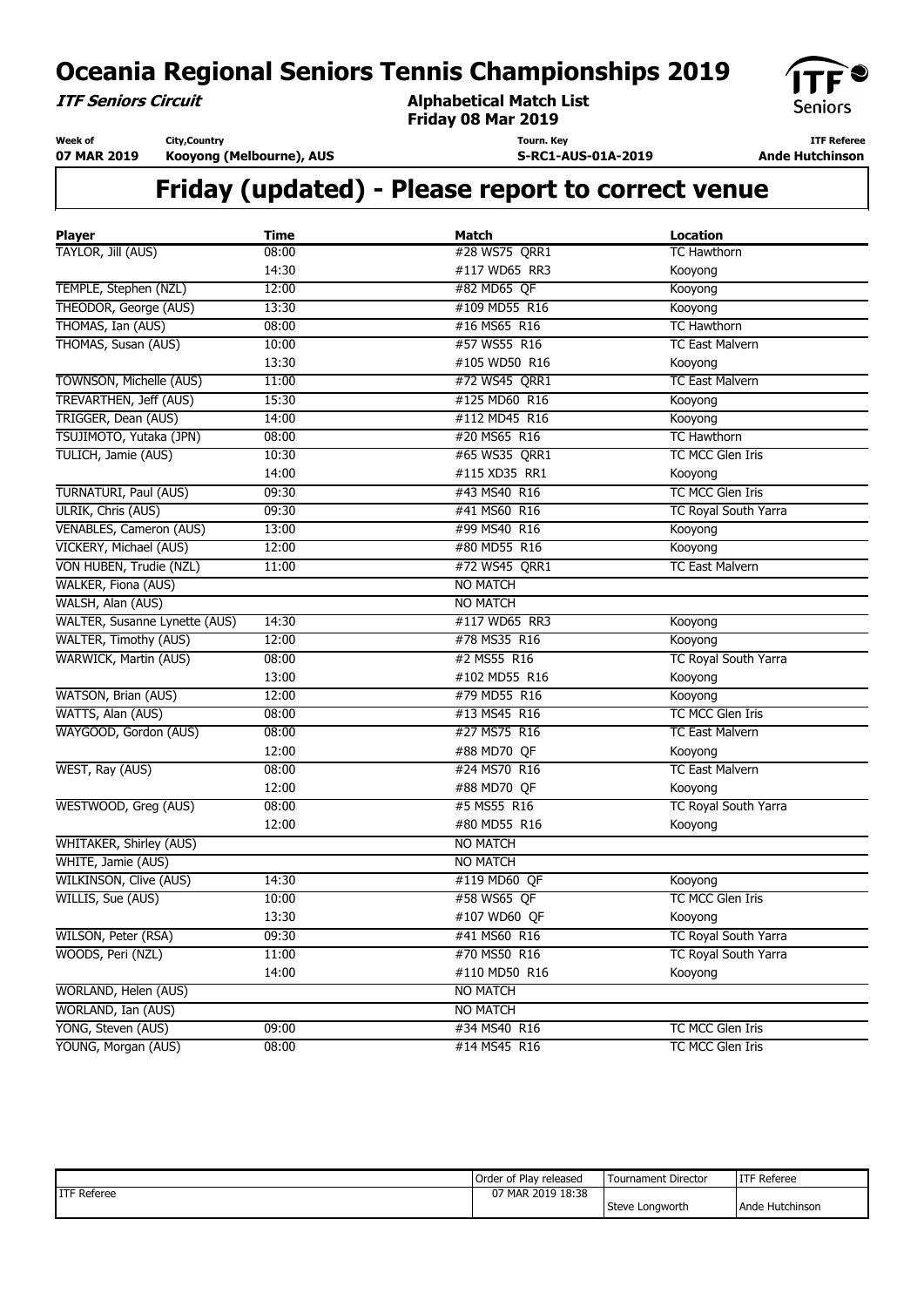# Oceania Regional Seniors Tennis Championships 2019

***ITF Seniors Circuit***

**Alphabetical Match List**
**Friday 08 Mar 2019**

| Week of | City,Country | Tourn. Key | ITF Referee |
|---|---|---|---|
| **07 MAR 2019** | **Kooyong (Melbourne), AUS** | **S-RC1-AUS-01A-2019** | **Ande Hutchinson** |

## Friday (updated) - Please report to correct venue

| Player | Time | Match | Location |
|---|---|---|---|
| TAYLOR, Jill (AUS) | 08:00 | #28 WS75 QRR1 | TC Hawthorn |
| | 14:30 | #117 WD65 RR3 | Kooyong |
| TEMPLE, Stephen (NZL) | 12:00 | #82 MD65 QF | Kooyong |
| THEODOR, George (AUS) | 13:30 | #109 MD55 R16 | Kooyong |
| THOMAS, Ian (AUS) | 08:00 | #16 MS65 R16 | TC Hawthorn |
| THOMAS, Susan (AUS) | 10:00 | #57 WS55 R16 | TC East Malvern |
| | 13:30 | #105 WD50 R16 | Kooyong |
| TOWNSON, Michelle (AUS) | 11:00 | #72 WS45 QRR1 | TC East Malvern |
| TREVARTHEN, Jeff (AUS) | 15:30 | #125 MD60 R16 | Kooyong |
| TRIGGER, Dean (AUS) | 14:00 | #112 MD45 R16 | Kooyong |
| TSUJIMOTO, Yutaka (JPN) | 08:00 | #20 MS65 R16 | TC Hawthorn |
| TULICH, Jamie (AUS) | 10:30 | #65 WS35 QRR1 | TC MCC Glen Iris |
| | 14:00 | #115 XD35 RR1 | Kooyong |
| TURNATURI, Paul (AUS) | 09:30 | #43 MS40 R16 | TC MCC Glen Iris |
| ULRIK, Chris (AUS) | 09:30 | #41 MS60 R16 | TC Royal South Yarra |
| VENABLES, Cameron (AUS) | 13:00 | #99 MS40 R16 | Kooyong |
| VICKERY, Michael (AUS) | 12:00 | #80 MD55 R16 | Kooyong |
| VON HUBEN, Trudie (NZL) | 11:00 | #72 WS45 QRR1 | TC East Malvern |
| WALKER, Fiona (AUS) | | NO MATCH | |
| WALSH, Alan (AUS) | | NO MATCH | |
| WALTER, Susanne Lynette (AUS) | 14:30 | #117 WD65 RR3 | Kooyong |
| WALTER, Timothy (AUS) | 12:00 | #78 MS35 R16 | Kooyong |
| WARWICK, Martin (AUS) | 08:00 | #2 MS55 R16 | TC Royal South Yarra |
| | 13:00 | #102 MD55 R16 | Kooyong |
| WATSON, Brian (AUS) | 12:00 | #79 MD55 R16 | Kooyong |
| WATTS, Alan (AUS) | 08:00 | #13 MS45 R16 | TC MCC Glen Iris |
| WAYGOOD, Gordon (AUS) | 08:00 | #27 MS75 R16 | TC East Malvern |
| | 12:00 | #88 MD70 QF | Kooyong |
| WEST, Ray (AUS) | 08:00 | #24 MS70 R16 | TC East Malvern |
| | 12:00 | #88 MD70 QF | Kooyong |
| WESTWOOD, Greg (AUS) | 08:00 | #5 MS55 R16 | TC Royal South Yarra |
| | 12:00 | #80 MD55 R16 | Kooyong |
| WHITAKER, Shirley (AUS) | | NO MATCH | |
| WHITE, Jamie (AUS) | | NO MATCH | |
| WILKINSON, Clive (AUS) | 14:30 | #119 MD60 QF | Kooyong |
| WILLIS, Sue (AUS) | 10:00 | #58 WS65 QF | TC MCC Glen Iris |
| | 13:30 | #107 WD60 QF | Kooyong |
| WILSON, Peter (RSA) | 09:30 | #41 MS60 R16 | TC Royal South Yarra |
| WOODS, Peri (NZL) | 11:00 | #70 MS50 R16 | TC Royal South Yarra |
| | 14:00 | #110 MD50 R16 | Kooyong |
| WORLAND, Helen (AUS) | | NO MATCH | |
| WORLAND, Ian (AUS) | | NO MATCH | |
| YONG, Steven (AUS) | 09:00 | #34 MS40 R16 | TC MCC Glen Iris |
| YOUNG, Morgan (AUS) | 08:00 | #14 MS45 R16 | TC MCC Glen Iris |

| | Order of Play released | Tournament Director | ITF Referee |
|---|---|---|---|
| ITF Referee | 07 MAR 2019 18:38 | Steve Longworth | Ande Hutchinson |